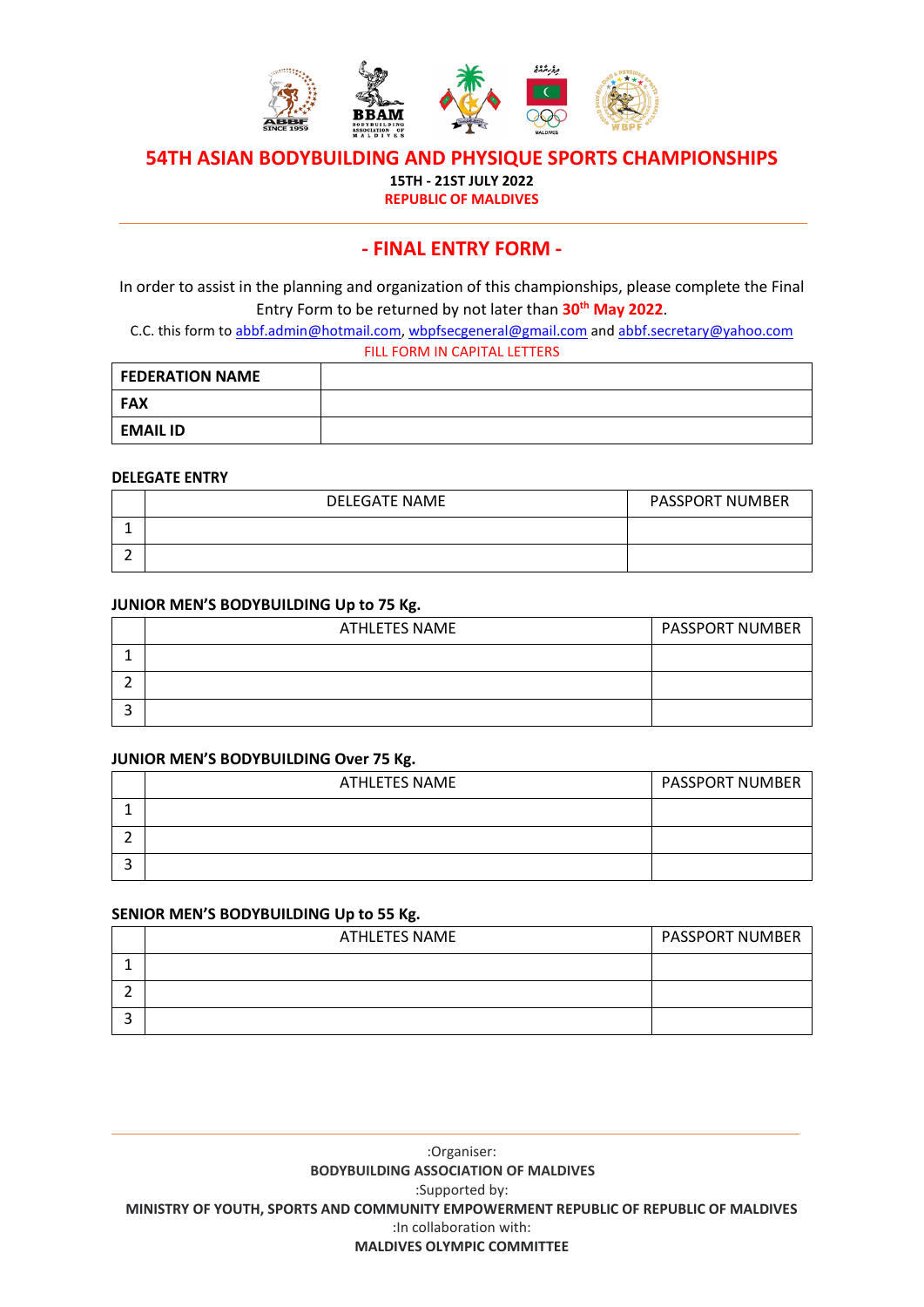# 54TH ASIAN BODYBUILDING AND PHYSIQUE SPORTS CHAMPIONSHIPS

**15TH - 21ST JULY 2022**

**REPUBLIC OF MALDIVES**

---

## - FINAL ENTRY FORM -

In order to assist in the planning and organization of this championships, please complete the Final Entry Form to be returned by not later than **30th May 2022**.

C.C. this form to abbf.admin@hotmail.com, wbpfsecgeneral@gmail.com and abbf.secretary@yahoo.com

FILL FORM IN CAPITAL LETTERS

| | |
|---|---|
| **FEDERATION NAME** | |
| **FAX** | |
| **EMAIL ID** | |

**DELEGATE ENTRY**

| | DELEGATE NAME | PASSPORT NUMBER |
|---|---|---|
| 1 | | |
| 2 | | |

**JUNIOR MEN'S BODYBUILDING Up to 75 Kg.**

| | ATHLETES NAME | PASSPORT NUMBER |
|---|---|---|
| 1 | | |
| 2 | | |
| 3 | | |

**JUNIOR MEN'S BODYBUILDING Over 75 Kg.**

| | ATHLETES NAME | PASSPORT NUMBER |
|---|---|---|
| 1 | | |
| 2 | | |
| 3 | | |

**SENIOR MEN'S BODYBUILDING Up to 55 Kg.**

| | ATHLETES NAME | PASSPORT NUMBER |
|---|---|---|
| 1 | | |
| 2 | | |
| 3 | | |

:Organiser:

**BODYBUILDING ASSOCIATION OF MALDIVES**

:Supported by:

**MINISTRY OF YOUTH, SPORTS AND COMMUNITY EMPOWERMENT REPUBLIC OF REPUBLIC OF MALDIVES**

:In collaboration with:

**MALDIVES OLYMPIC COMMITTEE**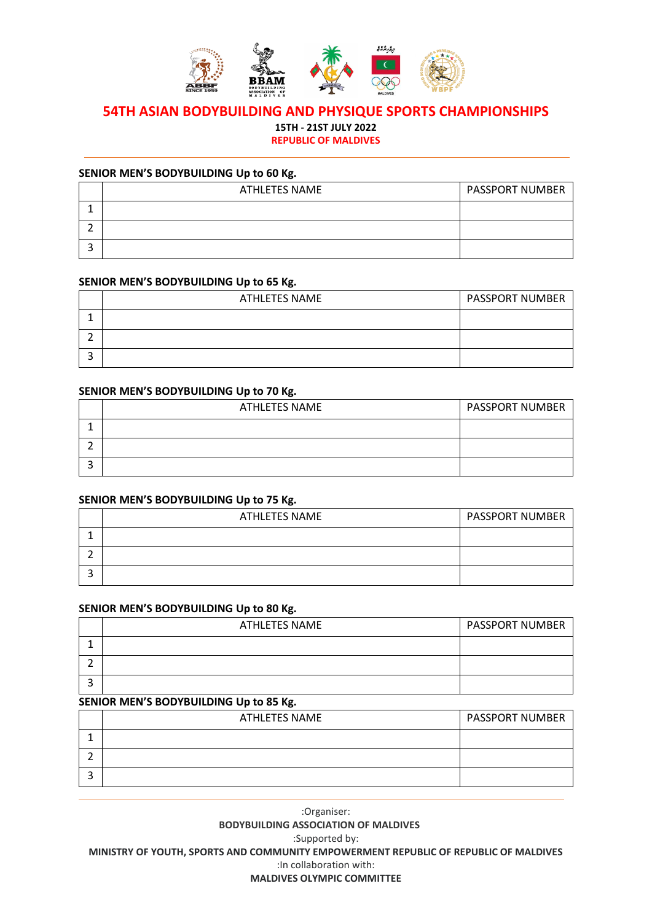# 54TH ASIAN BODYBUILDING AND PHYSIQUE SPORTS CHAMPIONSHIPS

**15TH - 21ST JULY 2022**

**REPUBLIC OF MALDIVES**

### SENIOR MEN'S BODYBUILDING Up to 60 Kg.

| | ATHLETES NAME | PASSPORT NUMBER |
|---|---|---|
| 1 | | |
| 2 | | |
| 3 | | |

### SENIOR MEN'S BODYBUILDING Up to 65 Kg.

| | ATHLETES NAME | PASSPORT NUMBER |
|---|---|---|
| 1 | | |
| 2 | | |
| 3 | | |

### SENIOR MEN'S BODYBUILDING Up to 70 Kg.

| | ATHLETES NAME | PASSPORT NUMBER |
|---|---|---|
| 1 | | |
| 2 | | |
| 3 | | |

### SENIOR MEN'S BODYBUILDING Up to 75 Kg.

| | ATHLETES NAME | PASSPORT NUMBER |
|---|---|---|
| 1 | | |
| 2 | | |
| 3 | | |

### SENIOR MEN'S BODYBUILDING Up to 80 Kg.

| | ATHLETES NAME | PASSPORT NUMBER |
|---|---|---|
| 1 | | |
| 2 | | |
| 3 | | |

### SENIOR MEN'S BODYBUILDING Up to 85 Kg.

| | ATHLETES NAME | PASSPORT NUMBER |
|---|---|---|
| 1 | | |
| 2 | | |
| 3 | | |

:Organiser:

**BODYBUILDING ASSOCIATION OF MALDIVES**

:Supported by:

**MINISTRY OF YOUTH, SPORTS AND COMMUNITY EMPOWERMENT REPUBLIC OF REPUBLIC OF MALDIVES**

:In collaboration with:

**MALDIVES OLYMPIC COMMITTEE**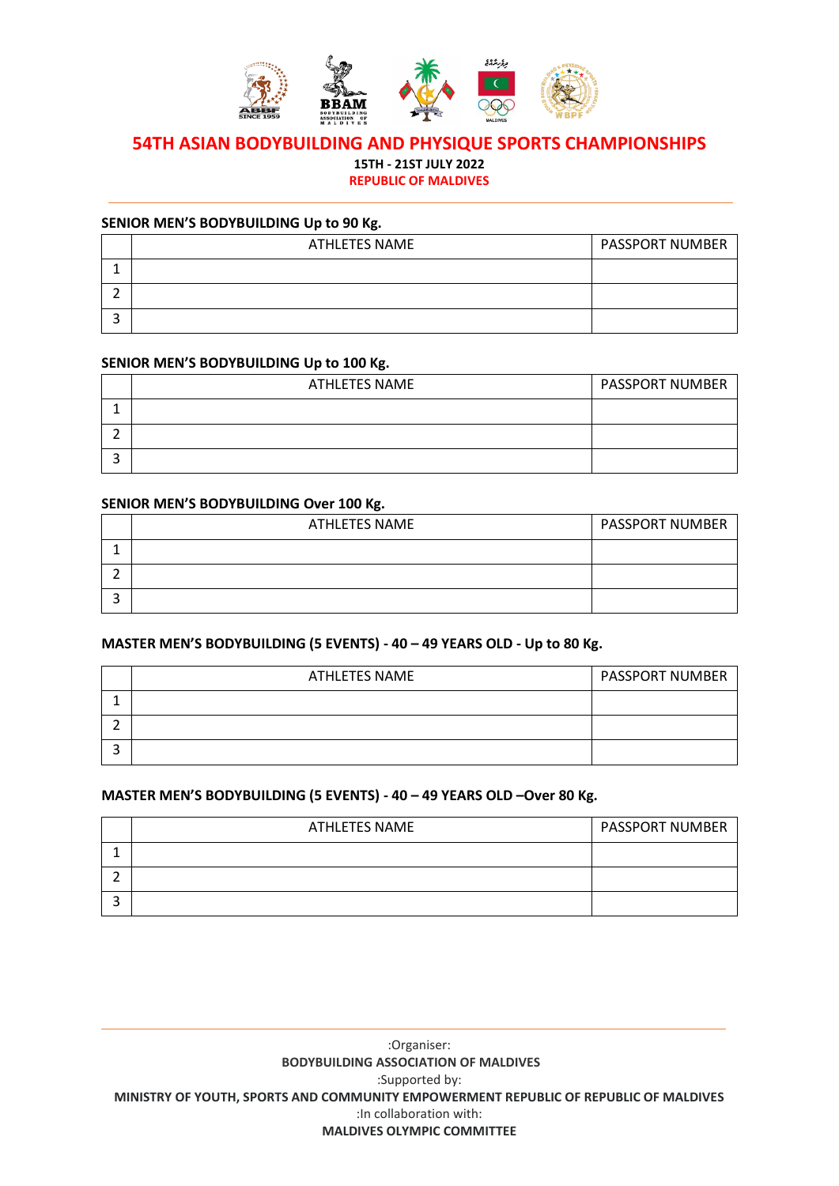# 54TH ASIAN BODYBUILDING AND PHYSIQUE SPORTS CHAMPIONSHIPS

**15TH - 21ST JULY 2022**

**REPUBLIC OF MALDIVES**

---

**SENIOR MEN'S BODYBUILDING Up to 90 Kg.**

| | ATHLETES NAME | PASSPORT NUMBER |
|---|---|---|
| 1 | | |
| 2 | | |
| 3 | | |

**SENIOR MEN'S BODYBUILDING Up to 100 Kg.**

| | ATHLETES NAME | PASSPORT NUMBER |
|---|---|---|
| 1 | | |
| 2 | | |
| 3 | | |

**SENIOR MEN'S BODYBUILDING Over 100 Kg.**

| | ATHLETES NAME | PASSPORT NUMBER |
|---|---|---|
| 1 | | |
| 2 | | |
| 3 | | |

**MASTER MEN'S BODYBUILDING (5 EVENTS) - 40 – 49 YEARS OLD - Up to 80 Kg.**

| | ATHLETES NAME | PASSPORT NUMBER |
|---|---|---|
| 1 | | |
| 2 | | |
| 3 | | |

**MASTER MEN'S BODYBUILDING (5 EVENTS) - 40 – 49 YEARS OLD –Over 80 Kg.**

| | ATHLETES NAME | PASSPORT NUMBER |
|---|---|---|
| 1 | | |
| 2 | | |
| 3 | | |

---

:Organiser:

**BODYBUILDING ASSOCIATION OF MALDIVES**

:Supported by:

**MINISTRY OF YOUTH, SPORTS AND COMMUNITY EMPOWERMENT REPUBLIC OF REPUBLIC OF MALDIVES**

:In collaboration with:

**MALDIVES OLYMPIC COMMITTEE**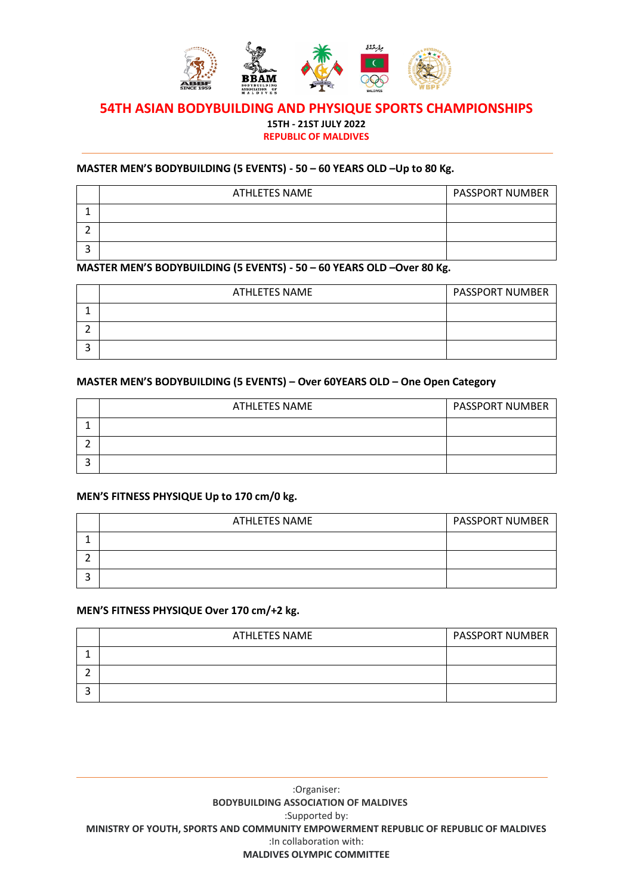# 54TH ASIAN BODYBUILDING AND PHYSIQUE SPORTS CHAMPIONSHIPS

**15TH - 21ST JULY 2022**

**REPUBLIC OF MALDIVES**

---

**MASTER MEN'S BODYBUILDING (5 EVENTS) - 50 – 60 YEARS OLD –Up to 80 Kg.**

| | ATHLETES NAME | PASSPORT NUMBER |
|---|---|---|
| 1 | | |
| 2 | | |
| 3 | | |

**MASTER MEN'S BODYBUILDING (5 EVENTS) - 50 – 60 YEARS OLD –Over 80 Kg.**

| | ATHLETES NAME | PASSPORT NUMBER |
|---|---|---|
| 1 | | |
| 2 | | |
| 3 | | |

**MASTER MEN'S BODYBUILDING (5 EVENTS) – Over 60YEARS OLD – One Open Category**

| | ATHLETES NAME | PASSPORT NUMBER |
|---|---|---|
| 1 | | |
| 2 | | |
| 3 | | |

**MEN'S FITNESS PHYSIQUE Up to 170 cm/0 kg.**

| | ATHLETES NAME | PASSPORT NUMBER |
|---|---|---|
| 1 | | |
| 2 | | |
| 3 | | |

**MEN'S FITNESS PHYSIQUE Over 170 cm/+2 kg.**

| | ATHLETES NAME | PASSPORT NUMBER |
|---|---|---|
| 1 | | |
| 2 | | |
| 3 | | |

---

:Organiser:

**BODYBUILDING ASSOCIATION OF MALDIVES**

:Supported by:

**MINISTRY OF YOUTH, SPORTS AND COMMUNITY EMPOWERMENT REPUBLIC OF REPUBLIC OF MALDIVES**

:In collaboration with:

**MALDIVES OLYMPIC COMMITTEE**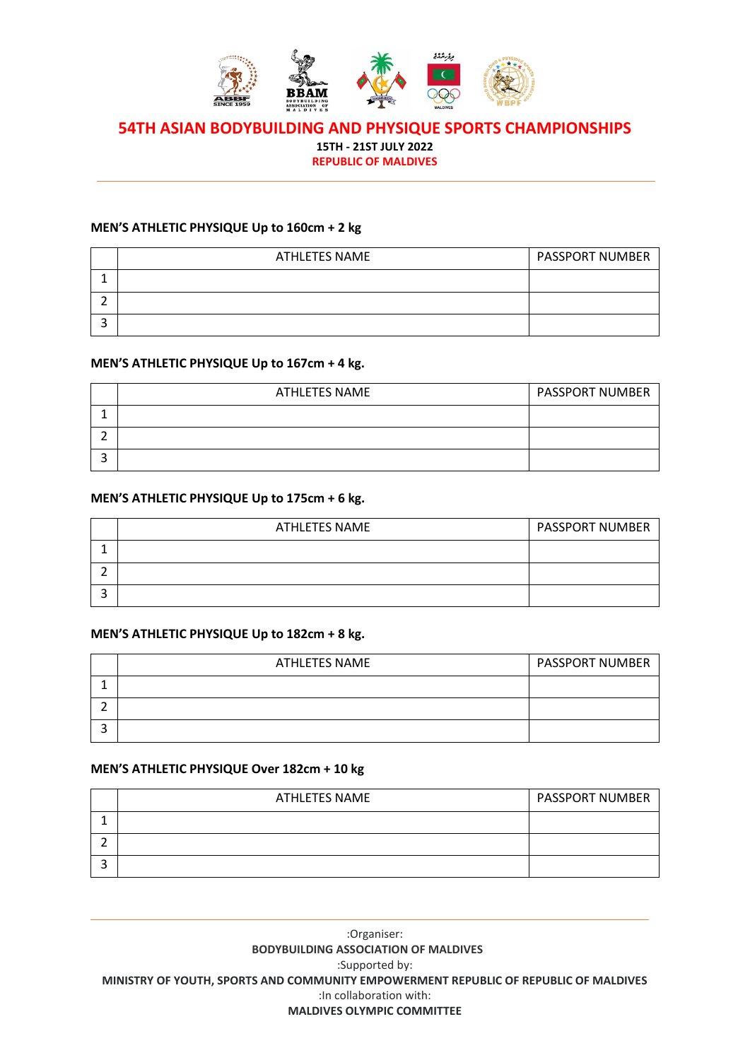# 54TH ASIAN BODYBUILDING AND PHYSIQUE SPORTS CHAMPIONSHIPS

**15TH - 21ST JULY 2022**

**REPUBLIC OF MALDIVES**

---

### MEN'S ATHLETIC PHYSIQUE Up to 160cm + 2 kg

| | ATHLETES NAME | PASSPORT NUMBER |
|---|---|---|
| 1 | | |
| 2 | | |
| 3 | | |

### MEN'S ATHLETIC PHYSIQUE Up to 167cm + 4 kg.

| | ATHLETES NAME | PASSPORT NUMBER |
|---|---|---|
| 1 | | |
| 2 | | |
| 3 | | |

### MEN'S ATHLETIC PHYSIQUE Up to 175cm + 6 kg.

| | ATHLETES NAME | PASSPORT NUMBER |
|---|---|---|
| 1 | | |
| 2 | | |
| 3 | | |

### MEN'S ATHLETIC PHYSIQUE Up to 182cm + 8 kg.

| | ATHLETES NAME | PASSPORT NUMBER |
|---|---|---|
| 1 | | |
| 2 | | |
| 3 | | |

### MEN'S ATHLETIC PHYSIQUE Over 182cm + 10 kg

| | ATHLETES NAME | PASSPORT NUMBER |
|---|---|---|
| 1 | | |
| 2 | | |
| 3 | | |

---

:Organiser:

**BODYBUILDING ASSOCIATION OF MALDIVES**

:Supported by:

**MINISTRY OF YOUTH, SPORTS AND COMMUNITY EMPOWERMENT REPUBLIC OF REPUBLIC OF MALDIVES**

:In collaboration with:

**MALDIVES OLYMPIC COMMITTEE**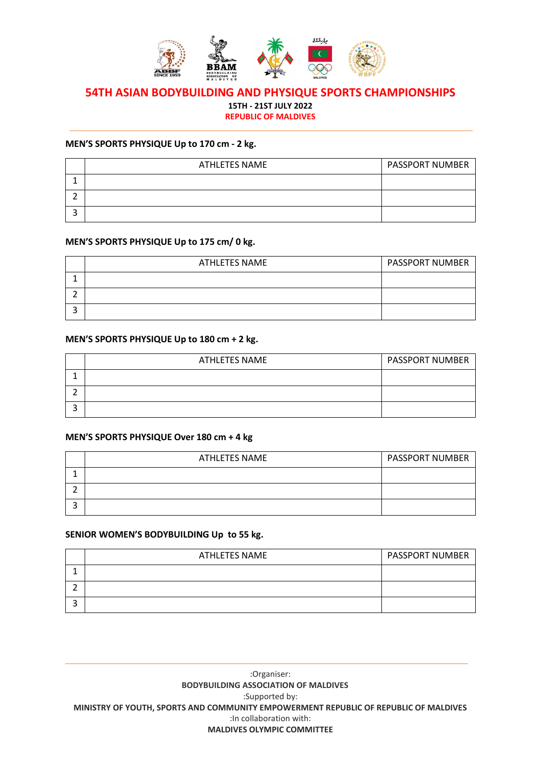# 54TH ASIAN BODYBUILDING AND PHYSIQUE SPORTS CHAMPIONSHIPS

**15TH - 21ST JULY 2022**

**REPUBLIC OF MALDIVES**

---

**MEN'S SPORTS PHYSIQUE Up to 170 cm - 2 kg.**

| | ATHLETES NAME | PASSPORT NUMBER |
|---|---|---|
| 1 | | |
| 2 | | |
| 3 | | |

**MEN'S SPORTS PHYSIQUE Up to 175 cm/ 0 kg.**

| | ATHLETES NAME | PASSPORT NUMBER |
|---|---|---|
| 1 | | |
| 2 | | |
| 3 | | |

**MEN'S SPORTS PHYSIQUE Up to 180 cm + 2 kg.**

| | ATHLETES NAME | PASSPORT NUMBER |
|---|---|---|
| 1 | | |
| 2 | | |
| 3 | | |

**MEN'S SPORTS PHYSIQUE Over 180 cm + 4 kg**

| | ATHLETES NAME | PASSPORT NUMBER |
|---|---|---|
| 1 | | |
| 2 | | |
| 3 | | |

**SENIOR WOMEN'S BODYBUILDING Up to 55 kg.**

| | ATHLETES NAME | PASSPORT NUMBER |
|---|---|---|
| 1 | | |
| 2 | | |
| 3 | | |

---

:Organiser:

**BODYBUILDING ASSOCIATION OF MALDIVES**

:Supported by:

**MINISTRY OF YOUTH, SPORTS AND COMMUNITY EMPOWERMENT REPUBLIC OF REPUBLIC OF MALDIVES**

:In collaboration with:

**MALDIVES OLYMPIC COMMITTEE**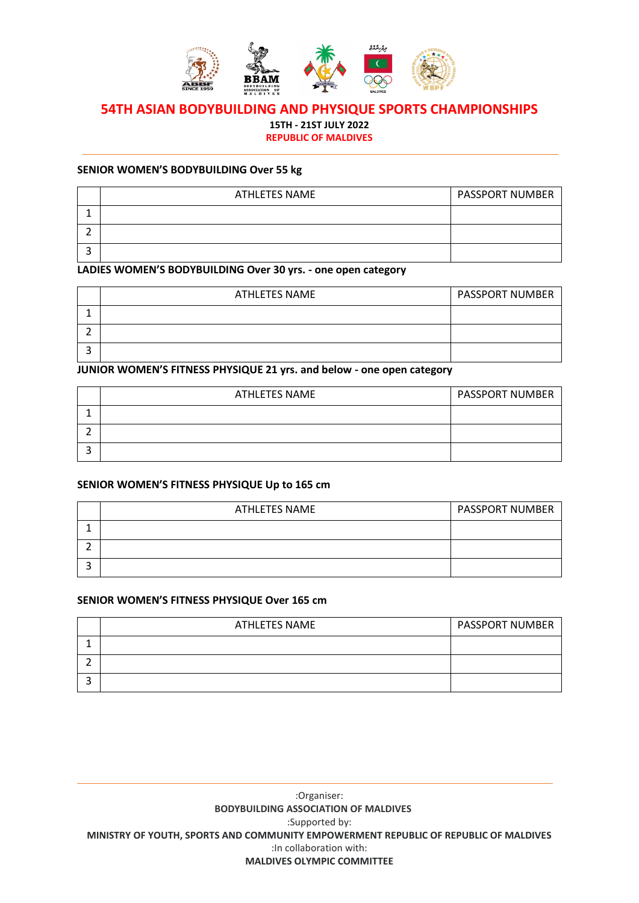# 54TH ASIAN BODYBUILDING AND PHYSIQUE SPORTS CHAMPIONSHIPS

**15TH - 21ST JULY 2022**

**REPUBLIC OF MALDIVES**

---

**SENIOR WOMEN'S BODYBUILDING Over 55 kg**

| | ATHLETES NAME | PASSPORT NUMBER |
|---|---|---|
| 1 | | |
| 2 | | |
| 3 | | |

**LADIES WOMEN'S BODYBUILDING Over 30 yrs. - one open category**

| | ATHLETES NAME | PASSPORT NUMBER |
|---|---|---|
| 1 | | |
| 2 | | |
| 3 | | |

**JUNIOR WOMEN'S FITNESS PHYSIQUE 21 yrs. and below - one open category**

| | ATHLETES NAME | PASSPORT NUMBER |
|---|---|---|
| 1 | | |
| 2 | | |
| 3 | | |

**SENIOR WOMEN'S FITNESS PHYSIQUE Up to 165 cm**

| | ATHLETES NAME | PASSPORT NUMBER |
|---|---|---|
| 1 | | |
| 2 | | |
| 3 | | |

**SENIOR WOMEN'S FITNESS PHYSIQUE Over 165 cm**

| | ATHLETES NAME | PASSPORT NUMBER |
|---|---|---|
| 1 | | |
| 2 | | |
| 3 | | |

---

:Organiser:

**BODYBUILDING ASSOCIATION OF MALDIVES**

:Supported by:

**MINISTRY OF YOUTH, SPORTS AND COMMUNITY EMPOWERMENT REPUBLIC OF REPUBLIC OF MALDIVES**

:In collaboration with:

**MALDIVES OLYMPIC COMMITTEE**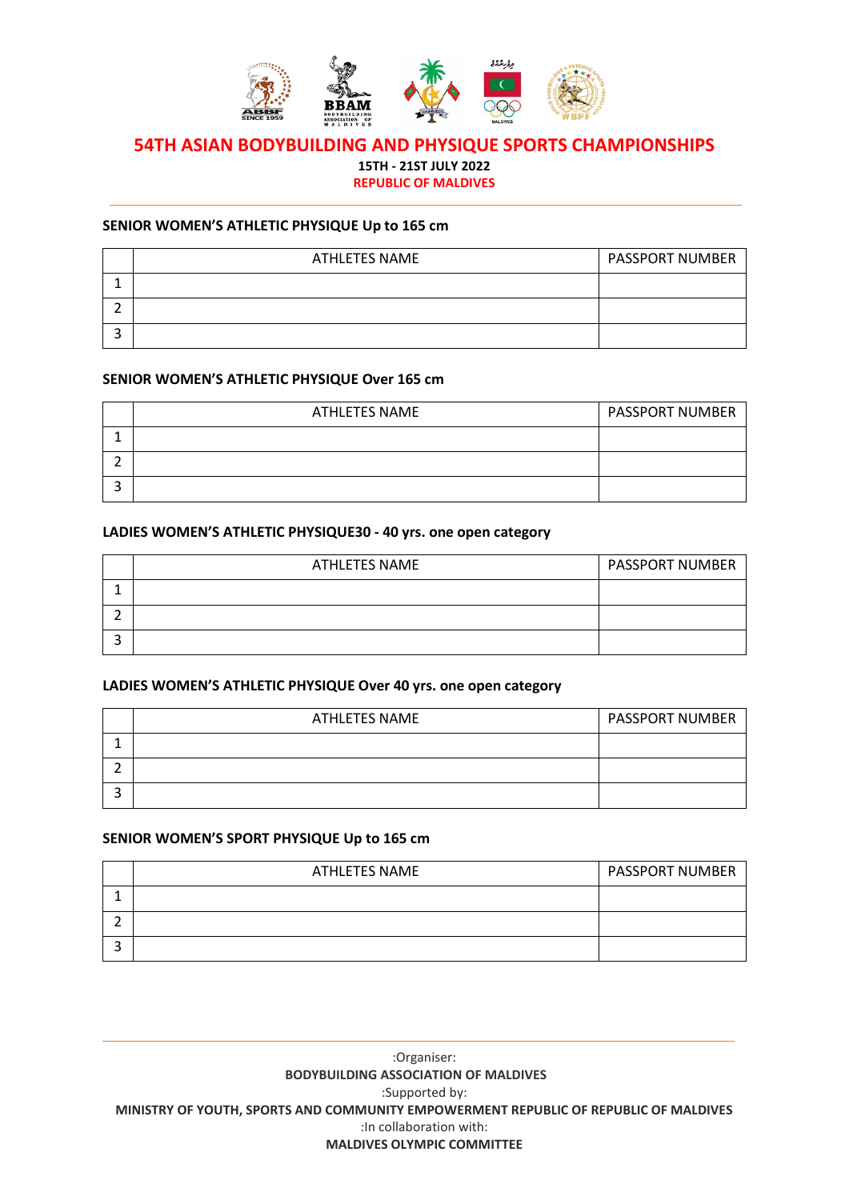# 54TH ASIAN BODYBUILDING AND PHYSIQUE SPORTS CHAMPIONSHIPS

**15TH - 21ST JULY 2022**

**REPUBLIC OF MALDIVES**

---

### SENIOR WOMEN'S ATHLETIC PHYSIQUE Up to 165 cm

| | ATHLETES NAME | PASSPORT NUMBER |
|---|---|---|
| 1 | | |
| 2 | | |
| 3 | | |

### SENIOR WOMEN'S ATHLETIC PHYSIQUE Over 165 cm

| | ATHLETES NAME | PASSPORT NUMBER |
|---|---|---|
| 1 | | |
| 2 | | |
| 3 | | |

### LADIES WOMEN'S ATHLETIC PHYSIQUE30 - 40 yrs. one open category

| | ATHLETES NAME | PASSPORT NUMBER |
|---|---|---|
| 1 | | |
| 2 | | |
| 3 | | |

### LADIES WOMEN'S ATHLETIC PHYSIQUE Over 40 yrs. one open category

| | ATHLETES NAME | PASSPORT NUMBER |
|---|---|---|
| 1 | | |
| 2 | | |
| 3 | | |

### SENIOR WOMEN'S SPORT PHYSIQUE Up to 165 cm

| | ATHLETES NAME | PASSPORT NUMBER |
|---|---|---|
| 1 | | |
| 2 | | |
| 3 | | |

---

:Organiser:

**BODYBUILDING ASSOCIATION OF MALDIVES**

:Supported by:

**MINISTRY OF YOUTH, SPORTS AND COMMUNITY EMPOWERMENT REPUBLIC OF REPUBLIC OF MALDIVES**

:In collaboration with:

**MALDIVES OLYMPIC COMMITTEE**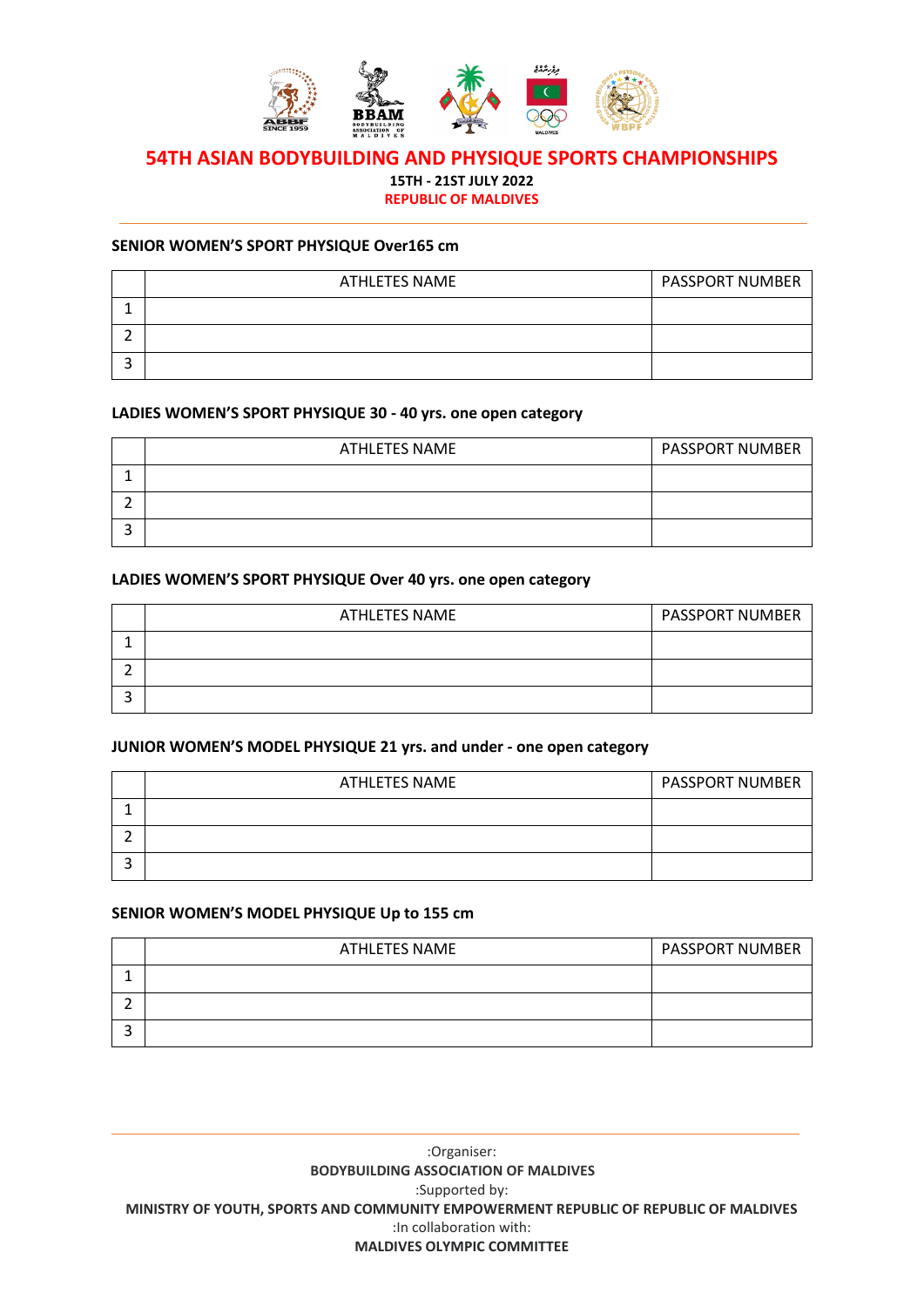# 54TH ASIAN BODYBUILDING AND PHYSIQUE SPORTS CHAMPIONSHIPS

**15TH - 21ST JULY 2022**

**REPUBLIC OF MALDIVES**

---

**SENIOR WOMEN'S SPORT PHYSIQUE Over165 cm**

| | ATHLETES NAME | PASSPORT NUMBER |
|---|---|---|
| 1 | | |
| 2 | | |
| 3 | | |

**LADIES WOMEN'S SPORT PHYSIQUE 30 - 40 yrs. one open category**

| | ATHLETES NAME | PASSPORT NUMBER |
|---|---|---|
| 1 | | |
| 2 | | |
| 3 | | |

**LADIES WOMEN'S SPORT PHYSIQUE Over 40 yrs. one open category**

| | ATHLETES NAME | PASSPORT NUMBER |
|---|---|---|
| 1 | | |
| 2 | | |
| 3 | | |

**JUNIOR WOMEN'S MODEL PHYSIQUE 21 yrs. and under - one open category**

| | ATHLETES NAME | PASSPORT NUMBER |
|---|---|---|
| 1 | | |
| 2 | | |
| 3 | | |

**SENIOR WOMEN'S MODEL PHYSIQUE Up to 155 cm**

| | ATHLETES NAME | PASSPORT NUMBER |
|---|---|---|
| 1 | | |
| 2 | | |
| 3 | | |

---

:Organiser:

**BODYBUILDING ASSOCIATION OF MALDIVES**

:Supported by:

**MINISTRY OF YOUTH, SPORTS AND COMMUNITY EMPOWERMENT REPUBLIC OF REPUBLIC OF MALDIVES**

:In collaboration with:

**MALDIVES OLYMPIC COMMITTEE**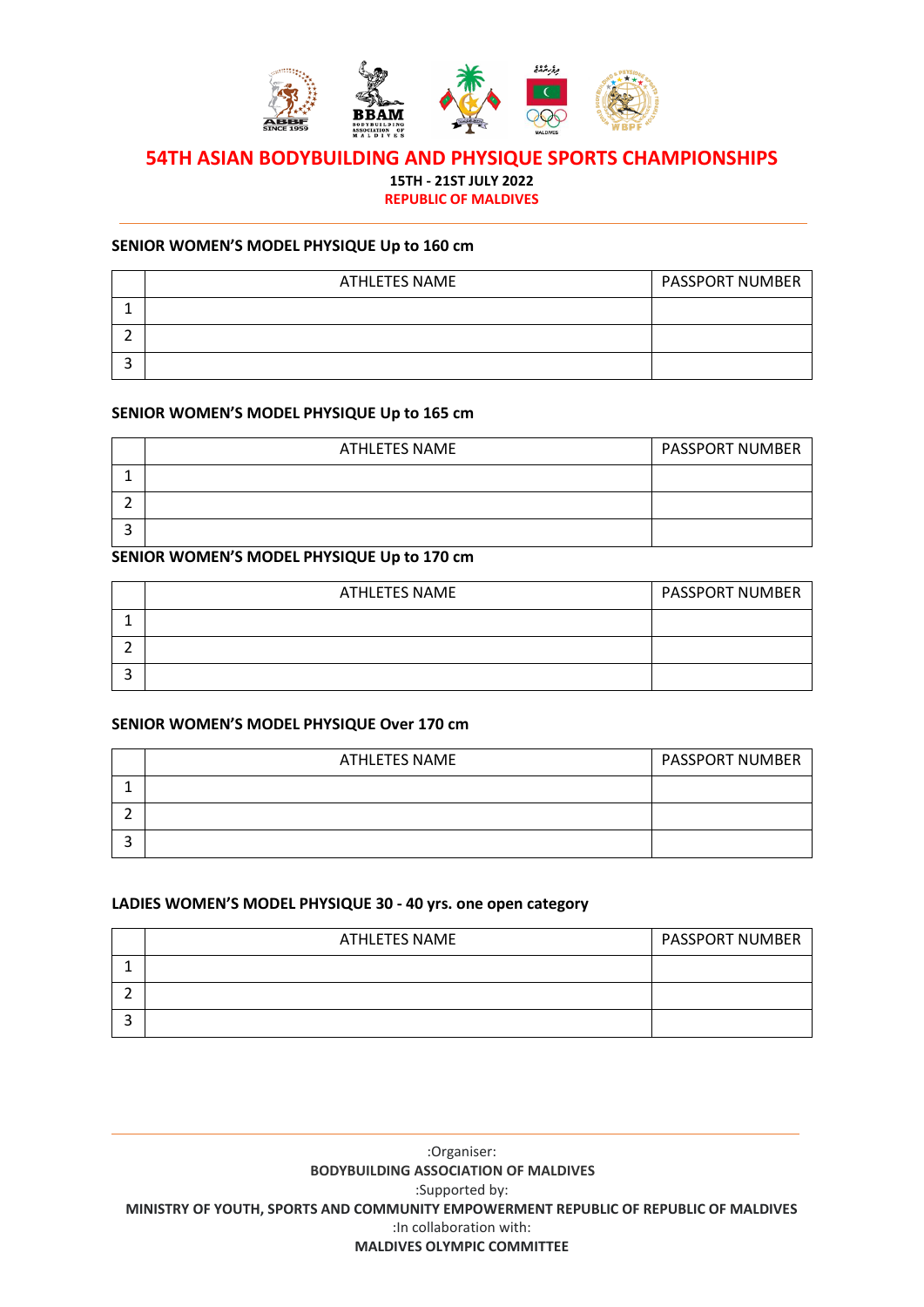# 54TH ASIAN BODYBUILDING AND PHYSIQUE SPORTS CHAMPIONSHIPS

**15TH - 21ST JULY 2022**

**REPUBLIC OF MALDIVES**

---

**SENIOR WOMEN'S MODEL PHYSIQUE Up to 160 cm**

| | ATHLETES NAME | PASSPORT NUMBER |
|---|---|---|
| 1 | | |
| 2 | | |
| 3 | | |

**SENIOR WOMEN'S MODEL PHYSIQUE Up to 165 cm**

| | ATHLETES NAME | PASSPORT NUMBER |
|---|---|---|
| 1 | | |
| 2 | | |
| 3 | | |

**SENIOR WOMEN'S MODEL PHYSIQUE Up to 170 cm**

| | ATHLETES NAME | PASSPORT NUMBER |
|---|---|---|
| 1 | | |
| 2 | | |
| 3 | | |

**SENIOR WOMEN'S MODEL PHYSIQUE Over 170 cm**

| | ATHLETES NAME | PASSPORT NUMBER |
|---|---|---|
| 1 | | |
| 2 | | |
| 3 | | |

**LADIES WOMEN'S MODEL PHYSIQUE 30 - 40 yrs. one open category**

| | ATHLETES NAME | PASSPORT NUMBER |
|---|---|---|
| 1 | | |
| 2 | | |
| 3 | | |

---

:Organiser:

**BODYBUILDING ASSOCIATION OF MALDIVES**

:Supported by:

**MINISTRY OF YOUTH, SPORTS AND COMMUNITY EMPOWERMENT REPUBLIC OF REPUBLIC OF MALDIVES**

:In collaboration with:

**MALDIVES OLYMPIC COMMITTEE**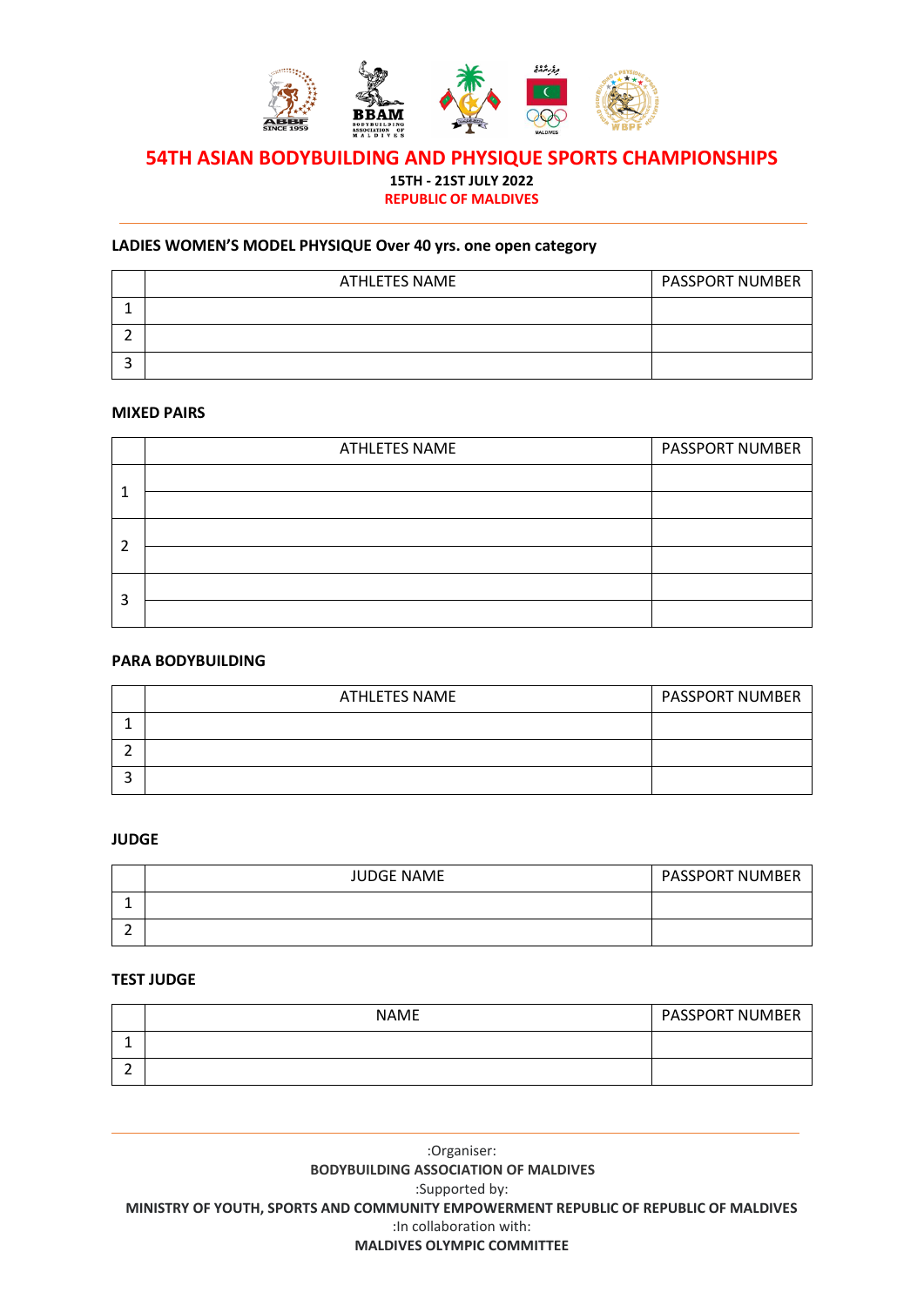# 54TH ASIAN BODYBUILDING AND PHYSIQUE SPORTS CHAMPIONSHIPS

**15TH - 21ST JULY 2022**

**REPUBLIC OF MALDIVES**

---

**LADIES WOMEN'S MODEL PHYSIQUE Over 40 yrs. one open category**

| | ATHLETES NAME | PASSPORT NUMBER |
|---|---|---|
| 1 | | |
| 2 | | |
| 3 | | |

**MIXED PAIRS**

| | ATHLETES NAME | PASSPORT NUMBER |
|---|---|---|
| 1 | | |
| | | |
| 2 | | |
| | | |
| 3 | | |
| | | |

**PARA BODYBUILDING**

| | ATHLETES NAME | PASSPORT NUMBER |
|---|---|---|
| 1 | | |
| 2 | | |
| 3 | | |

**JUDGE**

| | JUDGE NAME | PASSPORT NUMBER |
|---|---|---|
| 1 | | |
| 2 | | |

**TEST JUDGE**

| | NAME | PASSPORT NUMBER |
|---|---|---|
| 1 | | |
| 2 | | |

---

:Organiser:

**BODYBUILDING ASSOCIATION OF MALDIVES**

:Supported by:

**MINISTRY OF YOUTH, SPORTS AND COMMUNITY EMPOWERMENT REPUBLIC OF REPUBLIC OF MALDIVES**

:In collaboration with:

**MALDIVES OLYMPIC COMMITTEE**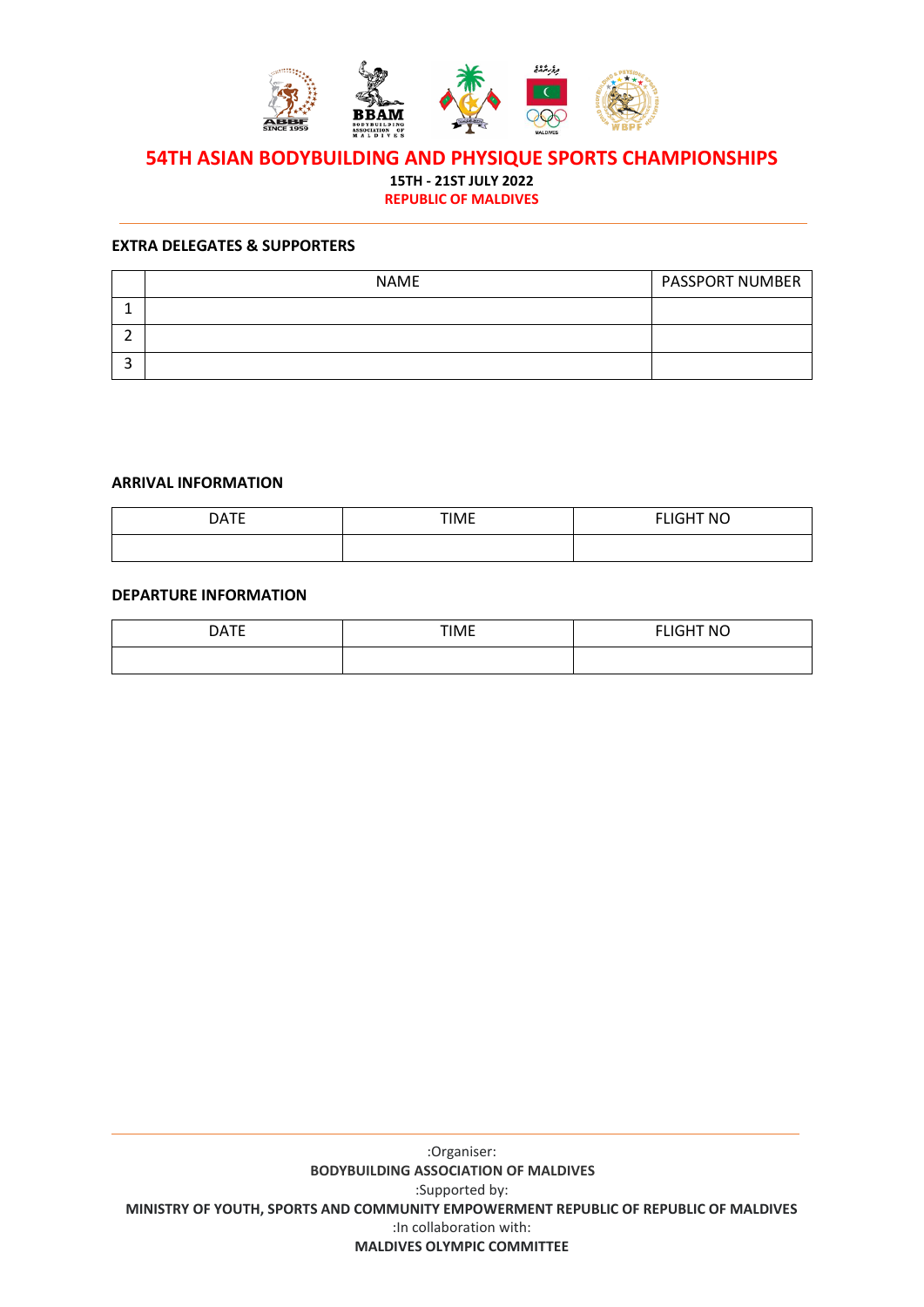# 54TH ASIAN BODYBUILDING AND PHYSIQUE SPORTS CHAMPIONSHIPS

**15TH - 21ST JULY 2022**

**REPUBLIC OF MALDIVES**

**EXTRA DELEGATES & SUPPORTERS**

| | NAME | PASSPORT NUMBER |
|---|---|---|
| 1 | | |
| 2 | | |
| 3 | | |

**ARRIVAL INFORMATION**

| DATE | TIME | FLIGHT NO |
|---|---|---|
| | | |

**DEPARTURE INFORMATION**

| DATE | TIME | FLIGHT NO |
|---|---|---|
| | | |

:Organiser:

**BODYBUILDING ASSOCIATION OF MALDIVES**

:Supported by:

**MINISTRY OF YOUTH, SPORTS AND COMMUNITY EMPOWERMENT REPUBLIC OF REPUBLIC OF MALDIVES**

:In collaboration with:

**MALDIVES OLYMPIC COMMITTEE**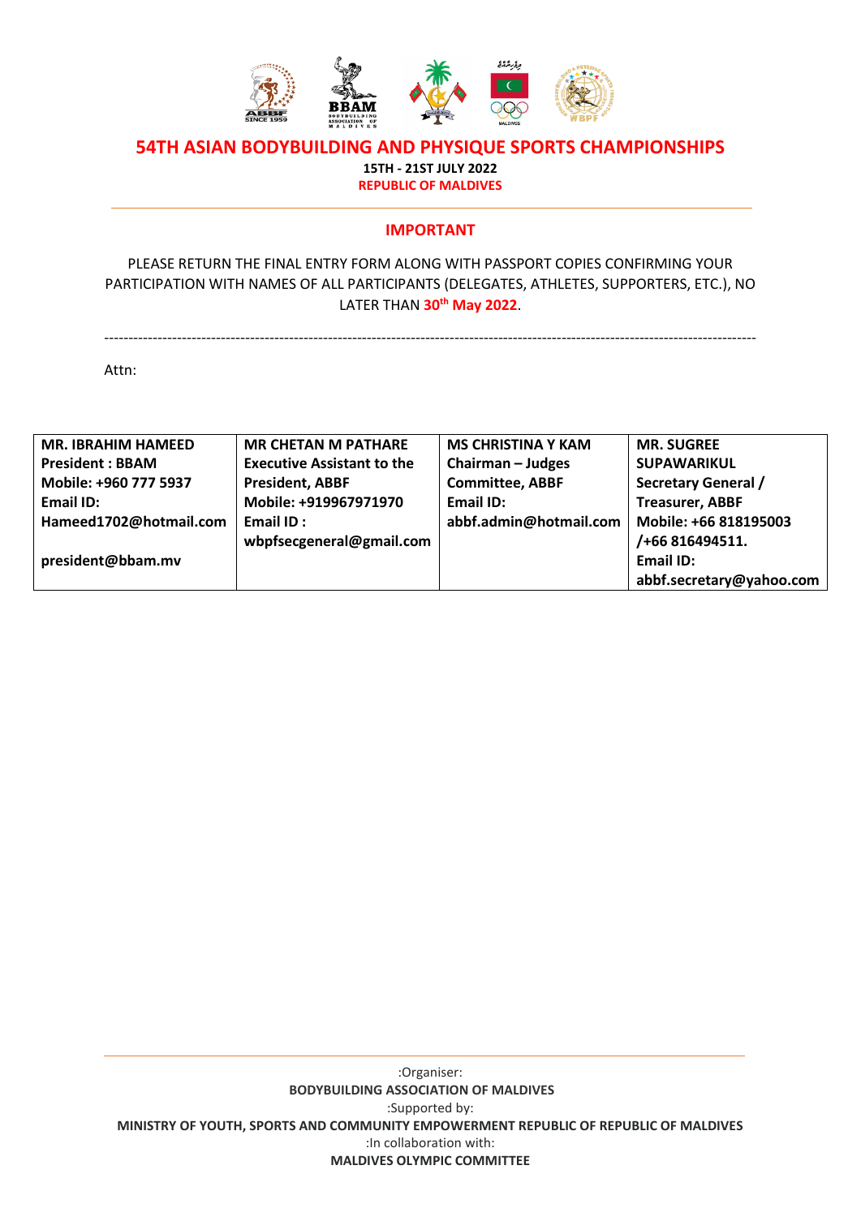# 54TH ASIAN BODYBUILDING AND PHYSIQUE SPORTS CHAMPIONSHIPS

**15TH - 21ST JULY 2022**

**REPUBLIC OF MALDIVES**

---

## IMPORTANT

PLEASE RETURN THE FINAL ENTRY FORM ALONG WITH PASSPORT COPIES CONFIRMING YOUR PARTICIPATION WITH NAMES OF ALL PARTICIPANTS (DELEGATES, ATHLETES, SUPPORTERS, ETC.), NO LATER THAN **30th May 2022**.

---

Attn:

| | | | |
|---|---|---|---|
| **MR. IBRAHIM HAMEED**<br>**President : BBAM**<br>**Mobile: +960 777 5937**<br>**Email ID:**<br>**Hameed1702@hotmail.com**<br><br>**president@bbam.mv** | **MR CHETAN M PATHARE**<br>**Executive Assistant to the President, ABBF**<br>**Mobile: +919967971970**<br>**Email ID :**<br>**wbpfsecgeneral@gmail.com** | **MS CHRISTINA Y KAM**<br>**Chairman – Judges Committee, ABBF**<br>**Email ID:**<br>**abbf.admin@hotmail.com** | **MR. SUGREE SUPAWARIKUL**<br>**Secretary General / Treasurer, ABBF**<br>**Mobile: +66 818195003 /+66 816494511.**<br>**Email ID:**<br>**abbf.secretary@yahoo.com** |

---

:Organiser:

**BODYBUILDING ASSOCIATION OF MALDIVES**

:Supported by:

**MINISTRY OF YOUTH, SPORTS AND COMMUNITY EMPOWERMENT REPUBLIC OF REPUBLIC OF MALDIVES**

:In collaboration with:

**MALDIVES OLYMPIC COMMITTEE**